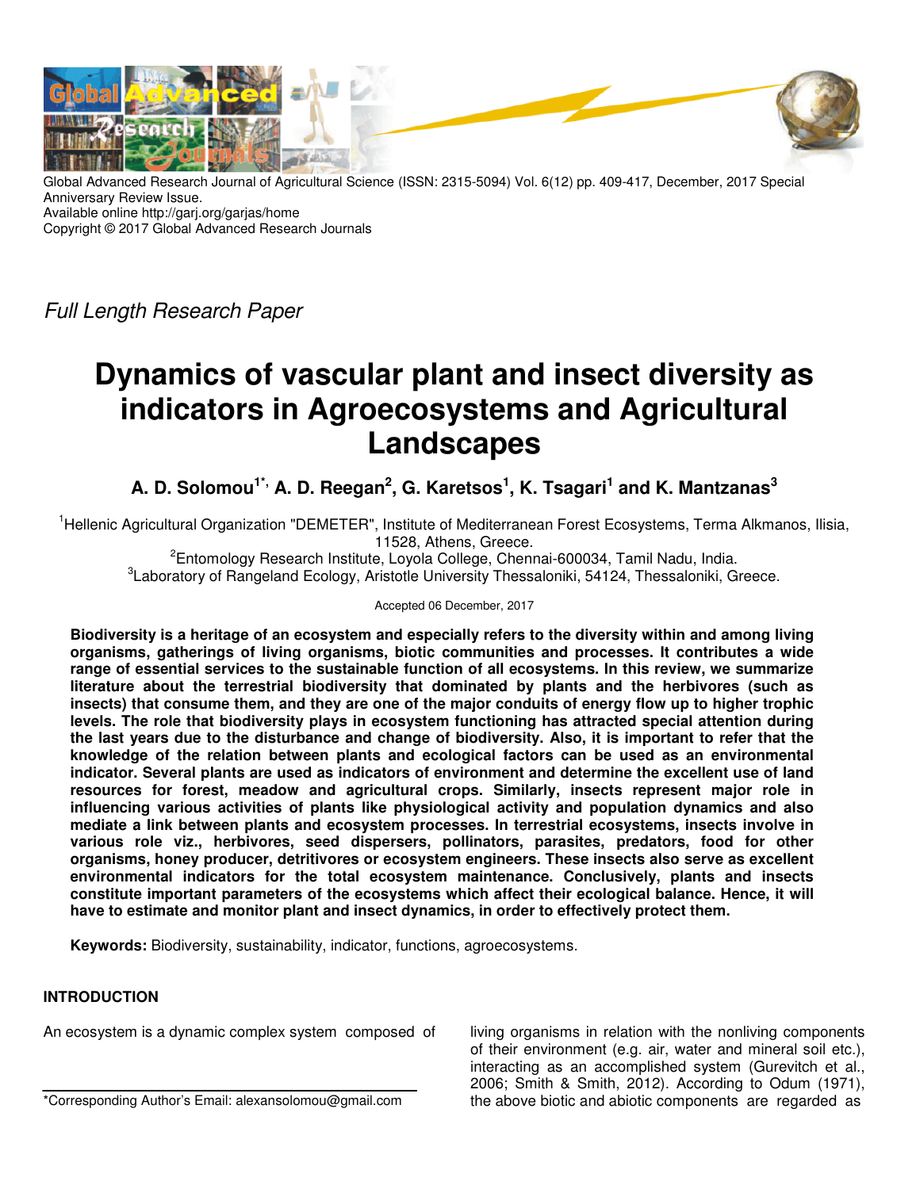Global Advanced Research Journal of Agricultural Science (ISSN: 2315-5094) Vol. 6(12) pp. 409-417, December, 2017 Special Anniversary Review Issue.
Available online http://garj.org/garjas/home
Copyright © 2017 Global Advanced Research Journals

*Full Length Research Paper*

# Dynamics of vascular plant and insect diversity as indicators in Agroecosystems and Agricultural Landscapes

**A. D. Solomou[1*], A. D. Reegan[2], G. Karetsos[1], K. Tsagari[1] and K. Mantzanas[3]**

[1]Hellenic Agricultural Organization "DEMETER", Institute of Mediterranean Forest Ecosystems, Terma Alkmanos, Ilisia, 11528, Athens, Greece.
[2]Entomology Research Institute, Loyola College, Chennai-600034, Tamil Nadu, India.
[3]Laboratory of Rangeland Ecology, Aristotle University Thessaloniki, 54124, Thessaloniki, Greece.

Accepted 06 December, 2017

**Biodiversity is a heritage of an ecosystem and especially refers to the diversity within and among living organisms, gatherings of living organisms, biotic communities and processes. It contributes a wide range of essential services to the sustainable function of all ecosystems. In this review, we summarize literature about the terrestrial biodiversity that dominated by plants and the herbivores (such as insects) that consume them, and they are one of the major conduits of energy flow up to higher trophic levels. The role that biodiversity plays in ecosystem functioning has attracted special attention during the last years due to the disturbance and change of biodiversity. Also, it is important to refer that the knowledge of the relation between plants and ecological factors can be used as an environmental indicator. Several plants are used as indicators of environment and determine the excellent use of land resources for forest, meadow and agricultural crops. Similarly, insects represent major role in influencing various activities of plants like physiological activity and population dynamics and also mediate a link between plants and ecosystem processes. In terrestrial ecosystems, insects involve in various role viz., herbivores, seed dispersers, pollinators, parasites, predators, food for other organisms, honey producer, detritivores or ecosystem engineers. These insects also serve as excellent environmental indicators for the total ecosystem maintenance. Conclusively, plants and insects constitute important parameters of the ecosystems which affect their ecological balance. Hence, it will have to estimate and monitor plant and insect dynamics, in order to effectively protect them.**

**Keywords:** Biodiversity, sustainability, indicator, functions, agroecosystems.

## INTRODUCTION

An ecosystem is a dynamic complex system composed of living organisms in relation with the nonliving components of their environment (e.g. air, water and mineral soil etc.), interacting as an accomplished system (Gurevitch et al., 2006; Smith & Smith, 2012). According to Odum (1971), the above biotic and abiotic components are regarded as

*Corresponding Author's Email: alexansolomou@gmail.com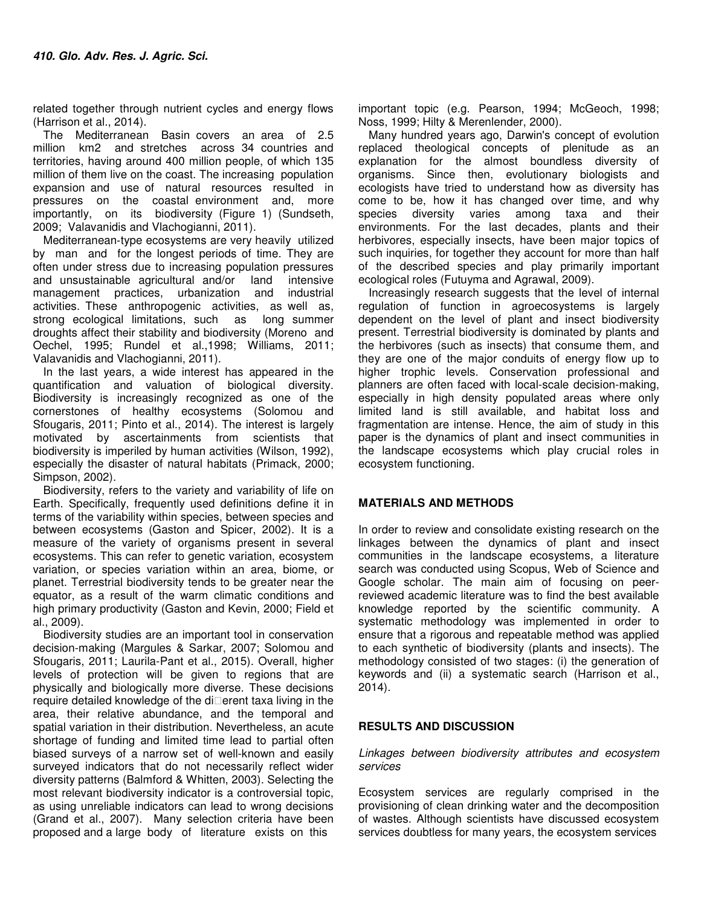related together through nutrient cycles and energy flows (Harrison et al., 2014).

The Mediterranean Basin covers an area of 2.5 million km2 and stretches across 34 countries and territories, having around 400 million people, of which 135 million of them live on the coast. The increasing population expansion and use of natural resources resulted in pressures on the coastal environment and, more importantly, on its biodiversity (Figure 1) (Sundseth, 2009; Valavanidis and Vlachogianni, 2011).

Mediterranean-type ecosystems are very heavily utilized by man and for the longest periods of time. They are often under stress due to increasing population pressures and unsustainable agricultural and/or land intensive management practices, urbanization and industrial activities. These anthropogenic activities, as well as, strong ecological limitations, such as long summer droughts affect their stability and biodiversity (Moreno and Oechel, 1995; Rundel et al.,1998; Williams, 2011; Valavanidis and Vlachogianni, 2011).

In the last years, a wide interest has appeared in the quantification and valuation of biological diversity. Biodiversity is increasingly recognized as one of the cornerstones of healthy ecosystems (Solomou and Sfougaris, 2011; Pinto et al., 2014). The interest is largely motivated by ascertainments from scientists that biodiversity is imperiled by human activities (Wilson, 1992), especially the disaster of natural habitats (Primack, 2000; Simpson, 2002).

Biodiversity, refers to the variety and variability of life on Earth. Specifically, frequently used definitions define it in terms of the variability within species, between species and between ecosystems (Gaston and Spicer, 2002). It is a measure of the variety of organisms present in several ecosystems. This can refer to genetic variation, ecosystem variation, or species variation within an area, biome, or planet. Terrestrial biodiversity tends to be greater near the equator, as a result of the warm climatic conditions and high primary productivity (Gaston and Kevin, 2000; Field et al., 2009).

Biodiversity studies are an important tool in conservation decision-making (Margules & Sarkar, 2007; Solomou and Sfougaris, 2011; Laurila-Pant et al., 2015). Overall, higher levels of protection will be given to regions that are physically and biologically more diverse. These decisions require detailed knowledge of the different taxa living in the area, their relative abundance, and the temporal and spatial variation in their distribution. Nevertheless, an acute shortage of funding and limited time lead to partial often biased surveys of a narrow set of well-known and easily surveyed indicators that do not necessarily reflect wider diversity patterns (Balmford & Whitten, 2003). Selecting the most relevant biodiversity indicator is a controversial topic, as using unreliable indicators can lead to wrong decisions (Grand et al., 2007). Many selection criteria have been proposed and a large body of literature exists on this important topic (e.g. Pearson, 1994; McGeoch, 1998; Noss, 1999; Hilty & Merenlender, 2000).

Many hundred years ago, Darwin's concept of evolution replaced theological concepts of plenitude as an explanation for the almost boundless diversity of organisms. Since then, evolutionary biologists and ecologists have tried to understand how as diversity has come to be, how it has changed over time, and why species diversity varies among taxa and their environments. For the last decades, plants and their herbivores, especially insects, have been major topics of such inquiries, for together they account for more than half of the described species and play primarily important ecological roles (Futuyma and Agrawal, 2009).

Increasingly research suggests that the level of internal regulation of function in agroecosystems is largely dependent on the level of plant and insect biodiversity present. Terrestrial biodiversity is dominated by plants and the herbivores (such as insects) that consume them, and they are one of the major conduits of energy flow up to higher trophic levels. Conservation professional and planners are often faced with local-scale decision-making, especially in high density populated areas where only limited land is still available, and habitat loss and fragmentation are intense. Hence, the aim of study in this paper is the dynamics of plant and insect communities in the landscape ecosystems which play crucial roles in ecosystem functioning.

## MATERIALS AND METHODS

In order to review and consolidate existing research on the linkages between the dynamics of plant and insect communities in the landscape ecosystems, a literature search was conducted using Scopus, Web of Science and Google scholar. The main aim of focusing on peer-reviewed academic literature was to find the best available knowledge reported by the scientific community. A systematic methodology was implemented in order to ensure that a rigorous and repeatable method was applied to each synthetic of biodiversity (plants and insects). The methodology consisted of two stages: (i) the generation of keywords and (ii) a systematic search (Harrison et al., 2014).

## RESULTS AND DISCUSSION

### *Linkages between biodiversity attributes and ecosystem services*

Ecosystem services are regularly comprised in the provisioning of clean drinking water and the decomposition of wastes. Although scientists have discussed ecosystem services doubtless for many years, the ecosystem services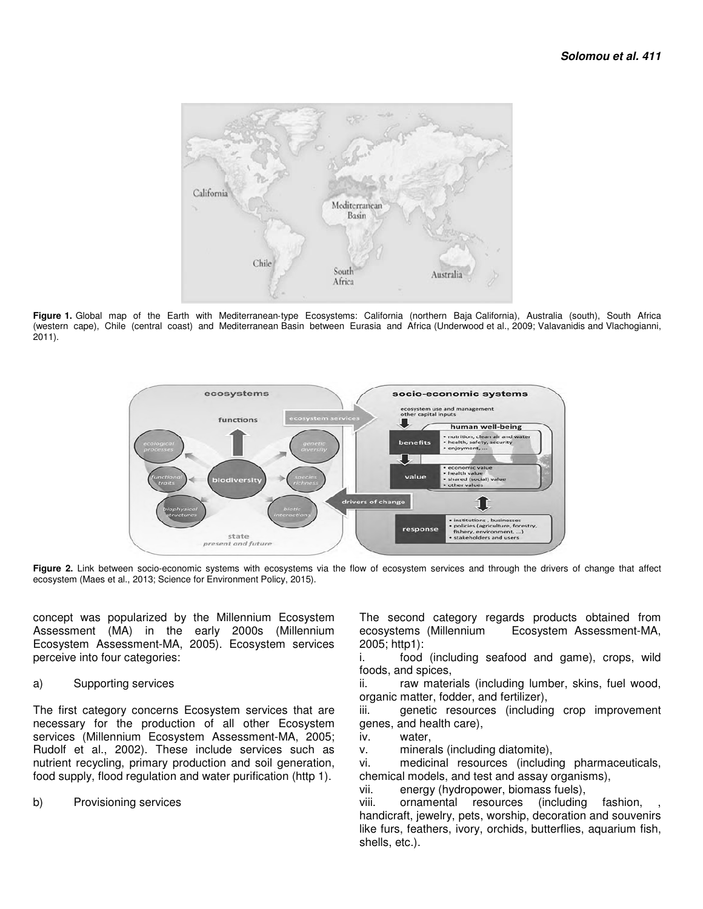Figure 1. Global map of the Earth with Mediterranean-type Ecosystems: California (northern Baja California), Australia (south), South Africa (western cape), Chile (central coast) and Mediterranean Basin between Eurasia and Africa (Underwood et al., 2009; Valavanidis and Vlachogianni, 2011).

Figure 2. Link between socio-economic systems with ecosystems via the flow of ecosystem services and through the drivers of change that affect ecosystem (Maes et al., 2013; Science for Environment Policy, 2015).

concept was popularized by the Millennium Ecosystem Assessment (MA) in the early 2000s (Millennium Ecosystem Assessment-MA, 2005). Ecosystem services perceive into four categories:

a) Supporting services

The first category concerns Ecosystem services that are necessary for the production of all other Ecosystem services (Millennium Ecosystem Assessment-MA, 2005; Rudolf et al., 2002). These include services such as nutrient recycling, primary production and soil generation, food supply, flood regulation and water purification (http 1).

b) Provisioning services

The second category regards products obtained from ecosystems (Millennium Ecosystem Assessment-MA, 2005; http1):

i. food (including seafood and game), crops, wild foods, and spices,
ii. raw materials (including lumber, skins, fuel wood, organic matter, fodder, and fertilizer),
iii. genetic resources (including crop improvement genes, and health care),
iv. water,
v. minerals (including diatomite),
vi. medicinal resources (including pharmaceuticals, chemical models, and test and assay organisms),
vii. energy (hydropower, biomass fuels),
viii. ornamental resources (including fashion, , handicraft, jewelry, pets, worship, decoration and souvenirs like furs, feathers, ivory, orchids, butterflies, aquarium fish, shells, etc.).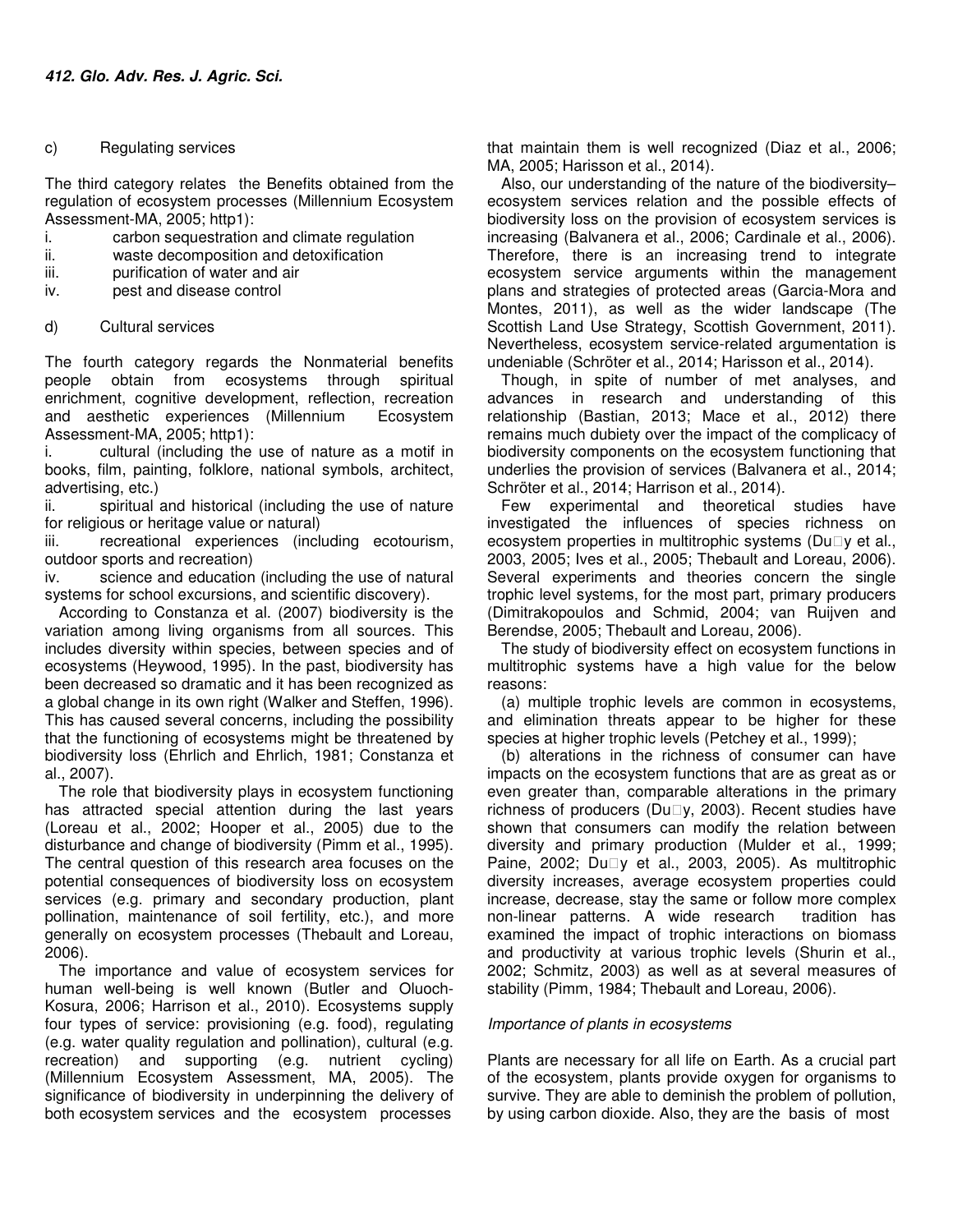c) Regulating services

The third category relates the Benefits obtained from the regulation of ecosystem processes (Millennium Ecosystem Assessment-MA, 2005; http1):

i. carbon sequestration and climate regulation
ii. waste decomposition and detoxification
iii. purification of water and air
iv. pest and disease control

d) Cultural services

The fourth category regards the Nonmaterial benefits people obtain from ecosystems through spiritual enrichment, cognitive development, reflection, recreation and aesthetic experiences (Millennium Ecosystem Assessment-MA, 2005; http1):

i. cultural (including the use of nature as a motif in books, film, painting, folklore, national symbols, architect, advertising, etc.)
ii. spiritual and historical (including the use of nature for religious or heritage value or natural)
iii. recreational experiences (including ecotourism, outdoor sports and recreation)
iv. science and education (including the use of natural systems for school excursions, and scientific discovery).

According to Constanza et al. (2007) biodiversity is the variation among living organisms from all sources. This includes diversity within species, between species and of ecosystems (Heywood, 1995). In the past, biodiversity has been decreased so dramatic and it has been recognized as a global change in its own right (Walker and Steffen, 1996). This has caused several concerns, including the possibility that the functioning of ecosystems might be threatened by biodiversity loss (Ehrlich and Ehrlich, 1981; Constanza et al., 2007).

The role that biodiversity plays in ecosystem functioning has attracted special attention during the last years (Loreau et al., 2002; Hooper et al., 2005) due to the disturbance and change of biodiversity (Pimm et al., 1995). The central question of this research area focuses on the potential consequences of biodiversity loss on ecosystem services (e.g. primary and secondary production, plant pollination, maintenance of soil fertility, etc.), and more generally on ecosystem processes (Thebault and Loreau, 2006).

The importance and value of ecosystem services for human well-being is well known (Butler and Oluoch-Kosura, 2006; Harrison et al., 2010). Ecosystems supply four types of service: provisioning (e.g. food), regulating (e.g. water quality regulation and pollination), cultural (e.g. recreation) and supporting (e.g. nutrient cycling) (Millennium Ecosystem Assessment, MA, 2005). The significance of biodiversity in underpinning the delivery of both ecosystem services and the ecosystem processes that maintain them is well recognized (Diaz et al., 2006; MA, 2005; Harisson et al., 2014).

Also, our understanding of the nature of the biodiversity–ecosystem services relation and the possible effects of biodiversity loss on the provision of ecosystem services is increasing (Balvanera et al., 2006; Cardinale et al., 2006). Therefore, there is an increasing trend to integrate ecosystem service arguments within the management plans and strategies of protected areas (Garcia-Mora and Montes, 2011), as well as the wider landscape (The Scottish Land Use Strategy, Scottish Government, 2011). Nevertheless, ecosystem service-related argumentation is undeniable (Schröter et al., 2014; Harisson et al., 2014).

Though, in spite of number of met analyses, and advances in research and understanding of this relationship (Bastian, 2013; Mace et al., 2012) there remains much dubiety over the impact of the complicacy of biodiversity components on the ecosystem functioning that underlies the provision of services (Balvanera et al., 2014; Schröter et al., 2014; Harrison et al., 2014).

Few experimental and theoretical studies have investigated the influences of species richness on ecosystem properties in multitrophic systems (Du�y et al., 2003, 2005; Ives et al., 2005; Thebault and Loreau, 2006). Several experiments and theories concern the single trophic level systems, for the most part, primary producers (Dimitrakopoulos and Schmid, 2004; van Ruijven and Berendse, 2005; Thebault and Loreau, 2006).

The study of biodiversity effect on ecosystem functions in multitrophic systems have a high value for the below reasons:

(a) multiple trophic levels are common in ecosystems, and elimination threats appear to be higher for these species at higher trophic levels (Petchey et al., 1999);

(b) alterations in the richness of consumer can have impacts on the ecosystem functions that are as great as or even greater than, comparable alterations in the primary richness of producers (Du�y, 2003). Recent studies have shown that consumers can modify the relation between diversity and primary production (Mulder et al., 1999; Paine, 2002; Du�y et al., 2003, 2005). As multitrophic diversity increases, average ecosystem properties could increase, decrease, stay the same or follow more complex non-linear patterns. A wide research tradition has examined the impact of trophic interactions on biomass and productivity at various trophic levels (Shurin et al., 2002; Schmitz, 2003) as well as at several measures of stability (Pimm, 1984; Thebault and Loreau, 2006).

*Importance of plants in ecosystems*

Plants are necessary for all life on Earth. As a crucial part of the ecosystem, plants provide oxygen for organisms to survive. They are able to deminish the problem of pollution, by using carbon dioxide. Also, they are the basis of most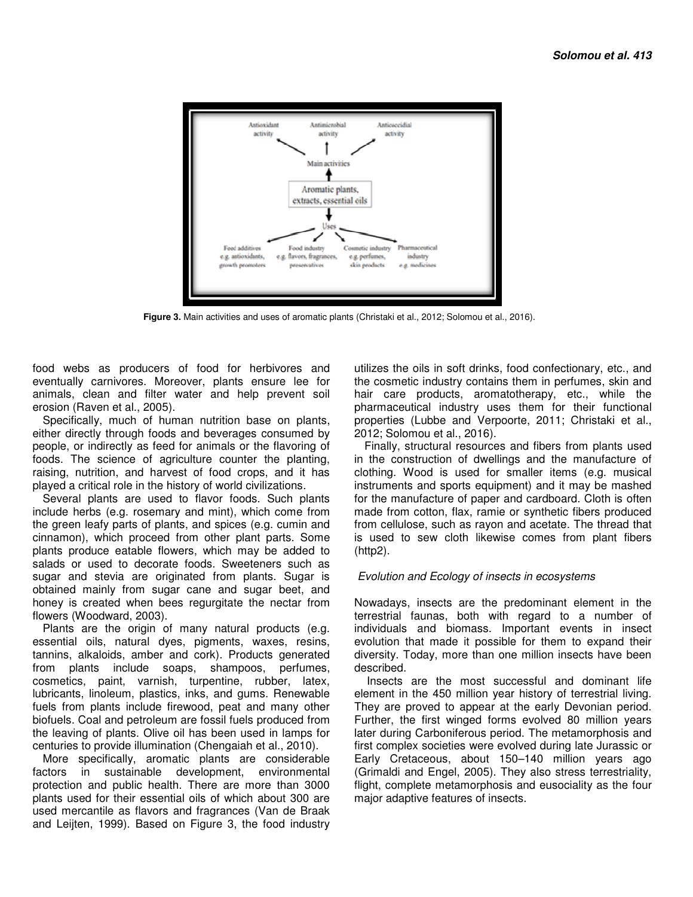**Figure 3.** Main activities and uses of aromatic plants (Christaki et al., 2012; Solomou et al., 2016).

food webs as producers of food for herbivores and eventually carnivores. Moreover, plants ensure lee for animals, clean and filter water and help prevent soil erosion (Raven et al., 2005).

Specifically, much of human nutrition base on plants, either directly through foods and beverages consumed by people, or indirectly as feed for animals or the flavoring of foods. The science of agriculture counter the planting, raising, nutrition, and harvest of food crops, and it has played a critical role in the history of world civilizations.

Several plants are used to flavor foods. Such plants include herbs (e.g. rosemary and mint), which come from the green leafy parts of plants, and spices (e.g. cumin and cinnamon), which proceed from other plant parts. Some plants produce eatable flowers, which may be added to salads or used to decorate foods. Sweeteners such as sugar and stevia are originated from plants. Sugar is obtained mainly from sugar cane and sugar beet, and honey is created when bees regurgitate the nectar from flowers (Woodward, 2003).

Plants are the origin of many natural products (e.g. essential oils, natural dyes, pigments, waxes, resins, tannins, alkaloids, amber and cork). Products generated from plants include soaps, shampoos, perfumes, cosmetics, paint, varnish, turpentine, rubber, latex, lubricants, linoleum, plastics, inks, and gums. Renewable fuels from plants include firewood, peat and many other biofuels. Coal and petroleum are fossil fuels produced from the leaving of plants. Olive oil has been used in lamps for centuries to provide illumination (Chengaiah et al., 2010).

More specifically, aromatic plants are considerable factors in sustainable development, environmental protection and public health. There are more than 3000 plants used for their essential oils of which about 300 are used mercantile as flavors and fragrances (Van de Braak and Leijten, 1999). Based on Figure 3, the food industry utilizes the oils in soft drinks, food confectionary, etc., and the cosmetic industry contains them in perfumes, skin and hair care products, aromatotherapy, etc., while the pharmaceutical industry uses them for their functional properties (Lubbe and Verpoorte, 2011; Christaki et al., 2012; Solomou et al., 2016).

Finally, structural resources and fibers from plants used in the construction of dwellings and the manufacture of clothing. Wood is used for smaller items (e.g. musical instruments and sports equipment) and it may be mashed for the manufacture of paper and cardboard. Cloth is often made from cotton, flax, ramie or synthetic fibers produced from cellulose, such as rayon and acetate. The thread that is used to sew cloth likewise comes from plant fibers (http2).

*Evolution and Ecology of insects in ecosystems*

Nowadays, insects are the predominant element in the terrestrial faunas, both with regard to a number of individuals and biomass. Important events in insect evolution that made it possible for them to expand their diversity. Today, more than one million insects have been described.

Insects are the most successful and dominant life element in the 450 million year history of terrestrial living. They are proved to appear at the early Devonian period. Further, the first winged forms evolved 80 million years later during Carboniferous period. The metamorphosis and first complex societies were evolved during late Jurassic or Early Cretaceous, about 150–140 million years ago (Grimaldi and Engel, 2005). They also stress terrestriality, flight, complete metamorphosis and eusociality as the four major adaptive features of insects.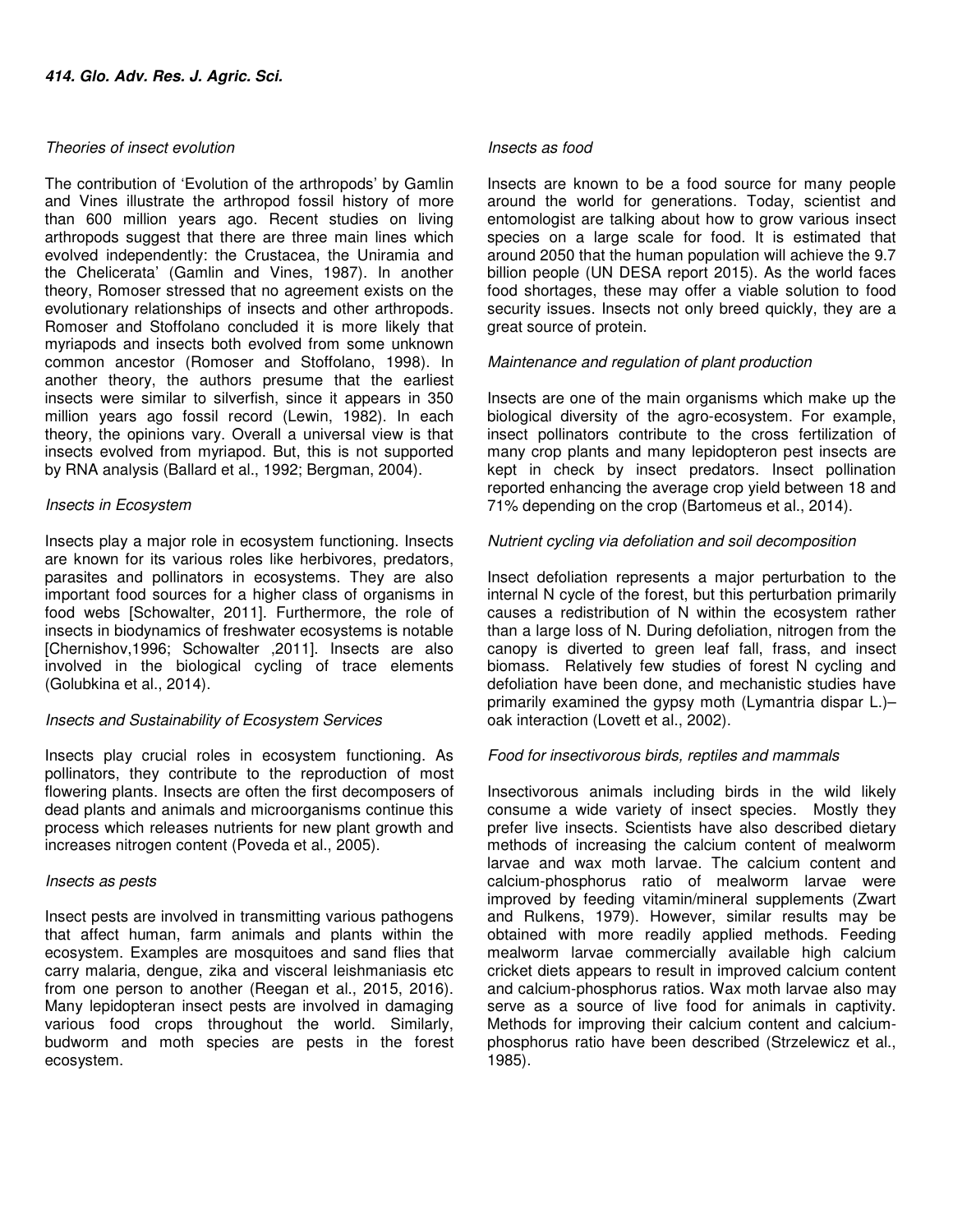*Theories of insect evolution*

The contribution of 'Evolution of the arthropods' by Gamlin and Vines illustrate the arthropod fossil history of more than 600 million years ago. Recent studies on living arthropods suggest that there are three main lines which evolved independently: the Crustacea, the Uniramia and the Chelicerata' (Gamlin and Vines, 1987). In another theory, Romoser stressed that no agreement exists on the evolutionary relationships of insects and other arthropods. Romoser and Stoffolano concluded it is more likely that myriapods and insects both evolved from some unknown common ancestor (Romoser and Stoffolano, 1998). In another theory, the authors presume that the earliest insects were similar to silverfish, since it appears in 350 million years ago fossil record (Lewin, 1982). In each theory, the opinions vary. Overall a universal view is that insects evolved from myriapod. But, this is not supported by RNA analysis (Ballard et al., 1992; Bergman, 2004).

*Insects in Ecosystem*

Insects play a major role in ecosystem functioning. Insects are known for its various roles like herbivores, predators, parasites and pollinators in ecosystems. They are also important food sources for a higher class of organisms in food webs [Schowalter, 2011]. Furthermore, the role of insects in biodynamics of freshwater ecosystems is notable [Chernishov,1996; Schowalter ,2011]. Insects are also involved in the biological cycling of trace elements (Golubkina et al., 2014).

*Insects and Sustainability of Ecosystem Services*

Insects play crucial roles in ecosystem functioning. As pollinators, they contribute to the reproduction of most flowering plants. Insects are often the first decomposers of dead plants and animals and microorganisms continue this process which releases nutrients for new plant growth and increases nitrogen content (Poveda et al., 2005).

*Insects as pests*

Insect pests are involved in transmitting various pathogens that affect human, farm animals and plants within the ecosystem. Examples are mosquitoes and sand flies that carry malaria, dengue, zika and visceral leishmaniasis etc from one person to another (Reegan et al., 2015, 2016). Many lepidopteran insect pests are involved in damaging various food crops throughout the world. Similarly, budworm and moth species are pests in the forest ecosystem.

*Insects as food*

Insects are known to be a food source for many people around the world for generations. Today, scientist and entomologist are talking about how to grow various insect species on a large scale for food. It is estimated that around 2050 that the human population will achieve the 9.7 billion people (UN DESA report 2015). As the world faces food shortages, these may offer a viable solution to food security issues. Insects not only breed quickly, they are a great source of protein.

*Maintenance and regulation of plant production*

Insects are one of the main organisms which make up the biological diversity of the agro-ecosystem. For example, insect pollinators contribute to the cross fertilization of many crop plants and many lepidopteron pest insects are kept in check by insect predators. Insect pollination reported enhancing the average crop yield between 18 and 71% depending on the crop (Bartomeus et al., 2014).

*Nutrient cycling via defoliation and soil decomposition*

Insect defoliation represents a major perturbation to the internal N cycle of the forest, but this perturbation primarily causes a redistribution of N within the ecosystem rather than a large loss of N. During defoliation, nitrogen from the canopy is diverted to green leaf fall, frass, and insect biomass. Relatively few studies of forest N cycling and defoliation have been done, and mechanistic studies have primarily examined the gypsy moth (Lymantria dispar L.)–oak interaction (Lovett et al., 2002).

*Food for insectivorous birds, reptiles and mammals*

Insectivorous animals including birds in the wild likely consume a wide variety of insect species. Mostly they prefer live insects. Scientists have also described dietary methods of increasing the calcium content of mealworm larvae and wax moth larvae. The calcium content and calcium-phosphorus ratio of mealworm larvae were improved by feeding vitamin/mineral supplements (Zwart and Rulkens, 1979). However, similar results may be obtained with more readily applied methods. Feeding mealworm larvae commercially available high calcium cricket diets appears to result in improved calcium content and calcium-phosphorus ratios. Wax moth larvae also may serve as a source of live food for animals in captivity. Methods for improving their calcium content and calcium-phosphorus ratio have been described (Strzelewicz et al., 1985).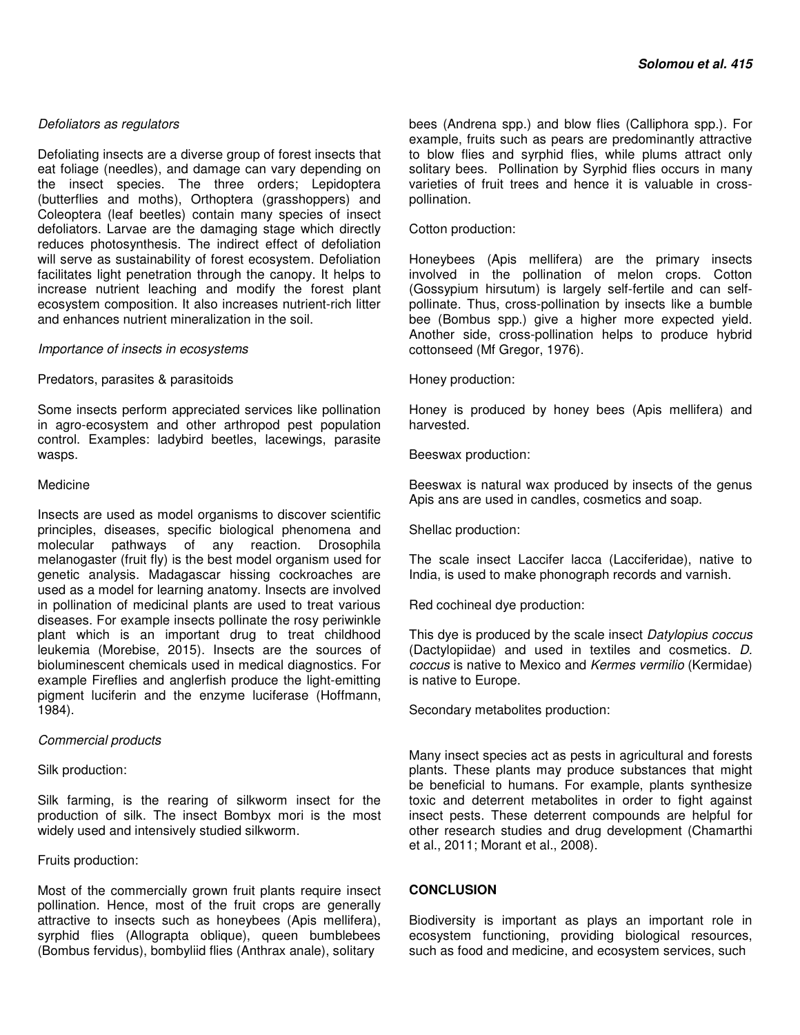### *Defoliators as regulators*

Defoliating insects are a diverse group of forest insects that eat foliage (needles), and damage can vary depending on the insect species. The three orders; Lepidoptera (butterflies and moths), Orthoptera (grasshoppers) and Coleoptera (leaf beetles) contain many species of insect defoliators. Larvae are the damaging stage which directly reduces photosynthesis. The indirect effect of defoliation will serve as sustainability of forest ecosystem. Defoliation facilitates light penetration through the canopy. It helps to increase nutrient leaching and modify the forest plant ecosystem composition. It also increases nutrient-rich litter and enhances nutrient mineralization in the soil.

### *Importance of insects in ecosystems*

Predators, parasites & parasitoids

Some insects perform appreciated services like pollination in agro-ecosystem and other arthropod pest population control. Examples: ladybird beetles, lacewings, parasite wasps.

Medicine

Insects are used as model organisms to discover scientific principles, diseases, specific biological phenomena and molecular pathways of any reaction. Drosophila melanogaster (fruit fly) is the best model organism used for genetic analysis. Madagascar hissing cockroaches are used as a model for learning anatomy. Insects are involved in pollination of medicinal plants are used to treat various diseases. For example insects pollinate the rosy periwinkle plant which is an important drug to treat childhood leukemia (Morebise, 2015). Insects are the sources of bioluminescent chemicals used in medical diagnostics. For example Fireflies and anglerfish produce the light-emitting pigment luciferin and the enzyme luciferase (Hoffmann, 1984).

### *Commercial products*

Silk production:

Silk farming, is the rearing of silkworm insect for the production of silk. The insect Bombyx mori is the most widely used and intensively studied silkworm.

Fruits production:

Most of the commercially grown fruit plants require insect pollination. Hence, most of the fruit crops are generally attractive to insects such as honeybees (Apis mellifera), syrphid flies (Allograpta oblique), queen bumblebees (Bombus fervidus), bombyliid flies (Anthrax anale), solitary bees (Andrena spp.) and blow flies (Calliphora spp.). For example, fruits such as pears are predominantly attractive to blow flies and syrphid flies, while plums attract only solitary bees. Pollination by Syrphid flies occurs in many varieties of fruit trees and hence it is valuable in cross-pollination.

Cotton production:

Honeybees (Apis mellifera) are the primary insects involved in the pollination of melon crops. Cotton (Gossypium hirsutum) is largely self-fertile and can self-pollinate. Thus, cross-pollination by insects like a bumble bee (Bombus spp.) give a higher more expected yield. Another side, cross-pollination helps to produce hybrid cottonseed (Mf Gregor, 1976).

Honey production:

Honey is produced by honey bees (Apis mellifera) and harvested.

Beeswax production:

Beeswax is natural wax produced by insects of the genus Apis ans are used in candles, cosmetics and soap.

Shellac production:

The scale insect Laccifer lacca (Lacciferidae), native to India, is used to make phonograph records and varnish.

Red cochineal dye production:

This dye is produced by the scale insect *Datylopius coccus* (Dactylopiidae) and used in textiles and cosmetics. *D. coccus* is native to Mexico and *Kermes vermilio* (Kermidae) is native to Europe.

Secondary metabolites production:

Many insect species act as pests in agricultural and forests plants. These plants may produce substances that might be beneficial to humans. For example, plants synthesize toxic and deterrent metabolites in order to fight against insect pests. These deterrent compounds are helpful for other research studies and drug development (Chamarthi et al., 2011; Morant et al., 2008).

## CONCLUSION

Biodiversity is important as plays an important role in ecosystem functioning, providing biological resources, such as food and medicine, and ecosystem services, such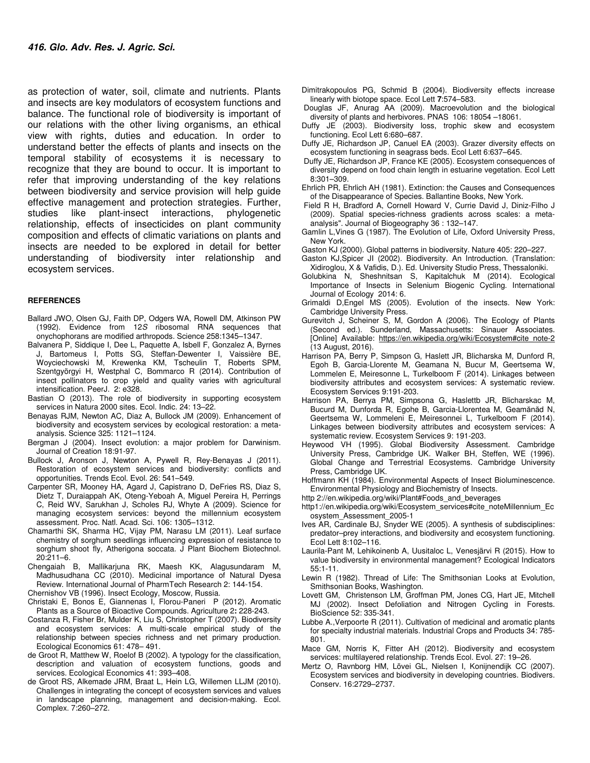as protection of water, soil, climate and nutrients. Plants and insects are key modulators of ecosystem functions and balance. The functional role of biodiversity is important of our relations with the other living organisms, an ethical view with rights, duties and education. In order to understand better the effects of plants and insects on the temporal stability of ecosystems it is necessary to recognize that they are bound to occur. It is important to refer that improving understanding of the key relations between biodiversity and service provision will help guide effective management and protection strategies. Further, studies like plant-insect interactions, phylogenetic relationship, effects of insecticides on plant community composition and effects of climatic variations on plants and insects are needed to be explored in detail for better understanding of biodiversity inter relationship and ecosystem services.

## REFERENCES

Ballard JWO, Olsen GJ, Faith DP, Odgers WA, Rowell DM, Atkinson PW (1992). Evidence from 12*S* ribosomal RNA sequences that onychophorans are modified arthropods. Science 258:1345–1347.

Balvanera P, Siddique I, Dee L, Paquette A, Isbell F, Gonzalez A, Byrnes J, Bartomeus I, Potts SG, Steffan-Dewenter I, Vaissière BE, Woyciechowski M, Krewenka KM, Tscheulin T, Roberts SPM, Szentgyörgyi H, Westphal C, Bommarco R (2014). Contribution of insect pollinators to crop yield and quality varies with agricultural intensification. PeerJ. 2: e328.

Bastian O (2013). The role of biodiversity in supporting ecosystem services in Natura 2000 sites. Ecol. Indic. 24: 13–22.

Benayas RJM, Newton AC, Diaz A, Bullock JM (2009). Enhancement of biodiversity and ecosystem services by ecological restoration: a meta-analysis. Science 325: 1121–1124.

Bergman J (2004). Insect evolution: a major problem for Darwinism. Journal of Creation 18:91-97.

Bullock J, Aronson J, Newton A, Pywell R, Rey-Benayas J (2011). Restoration of ecosystem services and biodiversity: conflicts and opportunities. Trends Ecol. Evol. 26: 541–549.

Carpenter SR, Mooney HA, Agard J, Capistrano D, DeFries RS, Diaz S, Dietz T, Duraiappah AK, Oteng-Yeboah A, Miguel Pereira H, Perrings C, Reid WV, Sarukhan J, Scholes RJ, Whyte A (2009). Science for managing ecosystem services: beyond the millennium ecosystem assessment. Proc. Natl. Acad. Sci. 106: 1305–1312.

Chamarthi SK, Sharma HC, Vijay PM, Narasu LM (2011). Leaf surface chemistry of sorghum seedlings influencing expression of resistance to sorghum shoot fly, Atherigona soccata. J Plant Biochem Biotechnol. 20:211–6.

Chengaiah B, Mallikarjuna RK, Maesh KK, Alagusundaram M, Madhusudhana CC (2010). Medicinal importance of Natural Dyesa Review. International Journal of PharmTech Research 2: 144-154.

Chernishov VB (1996). Insect Ecology, Moscow, Russia.

Christaki E, Bonos E, Giannenas I, Florou-Paneri P (2012). Aromatic Plants as a Source of Bioactive Compounds. Agriculture 2**:** 228-243.

Costanza R, Fisher Br, Mulder K, Liu S, Christopher T (2007). Biodiversity and ecosystem services: A multi-scale empirical study of the relationship between species richness and net primary production. Ecological Economics 61: 478– 491.

de Groot R, Matthew W, Roelof B (2002). A typology for the classification, description and valuation of ecosystem functions, goods and services. Ecological Economics 41: 393–408.

de Groot RS, Alkemade JRM, Braat L, Hein LG, Willemen LLJM (2010). Challenges in integrating the concept of ecosystem services and values in landscape planning, management and decision-making. Ecol. Complex. 7:260–272.

Dimitrakopoulos PG, Schmid B (2004). Biodiversity effects increase linearly with biotope space. Ecol Lett **7**:574–583.

Douglas JF, Anurag AA (2009). Macroevolution and the biological diversity of plants and herbivores. PNAS 106: 18054 –18061.

Duffy JE (2003). Biodiversity loss, trophic skew and ecosystem functioning. Ecol Lett 6:680–687.

Duffy JE, Richardson JP, Canuel EA (2003). Grazer diversity effects on ecosystem functioning in seagrass beds. Ecol Lett 6:637–645.

Duffy JE, Richardson JP, France KE (2005). Ecosystem consequences of diversity depend on food chain length in estuarine vegetation. Ecol Lett 8:301–309.

Ehrlich PR, Ehrlich AH (1981). Extinction: the Causes and Consequences of the Disappearance of Species. Ballantine Books, New York.

Field R H, Bradford A, Cornell Howard V, Currie David J, Diniz-Filho J (2009). Spatial species-richness gradients across scales: a meta-analysis". Journal of Biogeography 36 : 132–147.

Gamlin L,Vines G (1987). The Evolution of Life, Oxford University Press, New York.

Gaston KJ (2000). Global patterns in biodiversity. Nature 405: 220–227.

Gaston KJ,Spicer JI (2002). Biodiversity. An Introduction. (Translation: Xidiroglou, X & Vafidis, D.). Ed. University Studio Press, Thessaloniki.

Golubkina N, Sheshnitsan S, Kapitalchuk M (2014). Ecological Importance of Insects in Selenium Biogenic Cycling. International Journal of Ecology 2014: 6.

Grimaldi D,Engel MS (2005). Evolution of the insects. New York: Cambridge University Press.

Gurevitch J, Scheiner S, M, Gordon A (2006). The Ecology of Plants (Second ed.). Sunderland, Massachusetts: Sinauer Associates. [Online] Available: https://en.wikipedia.org/wiki/Ecosystem#cite_note-2 (13 August, 2016).

Harrison PA, Berry P, Simpson G, Haslett JR, Blicharska M, Dunford R, Egoh B, Garcia-Llorente M, Geamana N, Bucur M, Geertsema W, Lommelen E, Meiresonne L, Turkelboom F (2014). Linkages between biodiversity attributes and ecosystem services: A systematic review. Ecosystem Services 9:191-203.

Harrison PA, Berrya PM, Simpsona G, Haslettb JR, Blicharskac M, Bucurd M, Dunforda R, Egohe B, Garcia-Llorentea M, Geamănăd N, Geertsema W, Lommeleni E, Meiresonnei L, Turkelboom F (2014). Linkages between biodiversity attributes and ecosystem services: A systematic review. Ecosystem Services 9: 191-203.

Heywood VH (1995). Global Biodiversity Assessment. Cambridge University Press, Cambridge UK. Walker BH, Steffen, WE (1996). Global Change and Terrestrial Ecosystems. Cambridge University Press, Cambridge UK.

Hoffmann KH (1984). Environmental Aspects of Insect Bioluminescence. Environmental Physiology and Biochemistry of Insects.

http 2://en.wikipedia.org/wiki/Plant#Foods_and_beverages

http1://en.wikipedia.org/wiki/Ecosystem_services#cite_noteMillennium_Ecosystem_Assessment_2005-1

Ives AR, Cardinale BJ, Snyder WE (2005). A synthesis of subdisciplines: predator–prey interactions, and biodiversity and ecosystem functioning. Ecol Lett 8:102–116.

Laurila-Pant M, Lehikoinenb A, Uusitaloc L, Venesjärvi R (2015). How to value biodiversity in environmental management? Ecological Indicators 55:1-11.

Lewin R (1982). Thread of Life: The Smithsonian Looks at Evolution, Smithsonian Books, Washington.

Lovett GM, Christenson LM, Groffman PM, Jones CG, Hart JE, Mitchell MJ (2002). Insect Defoliation and Nitrogen Cycling in Forests. BioScience 52: 335-341.

Lubbe A.,Verpoorte R (2011). Cultivation of medicinal and aromatic plants for specialty industrial materials. Industrial Crops and Products 34: 785-801.

Mace GM, Norris K, Fitter AH (2012). Biodiversity and ecosystem services: multilayered relationship. Trends Ecol. Evol. 27: 19–26.

Mertz O, Ravnborg HM, Lövei GL, Nielsen I, Konijnendijk CC (2007). Ecosystem services and biodiversity in developing countries. Biodivers. Conserv. 16:2729–2737.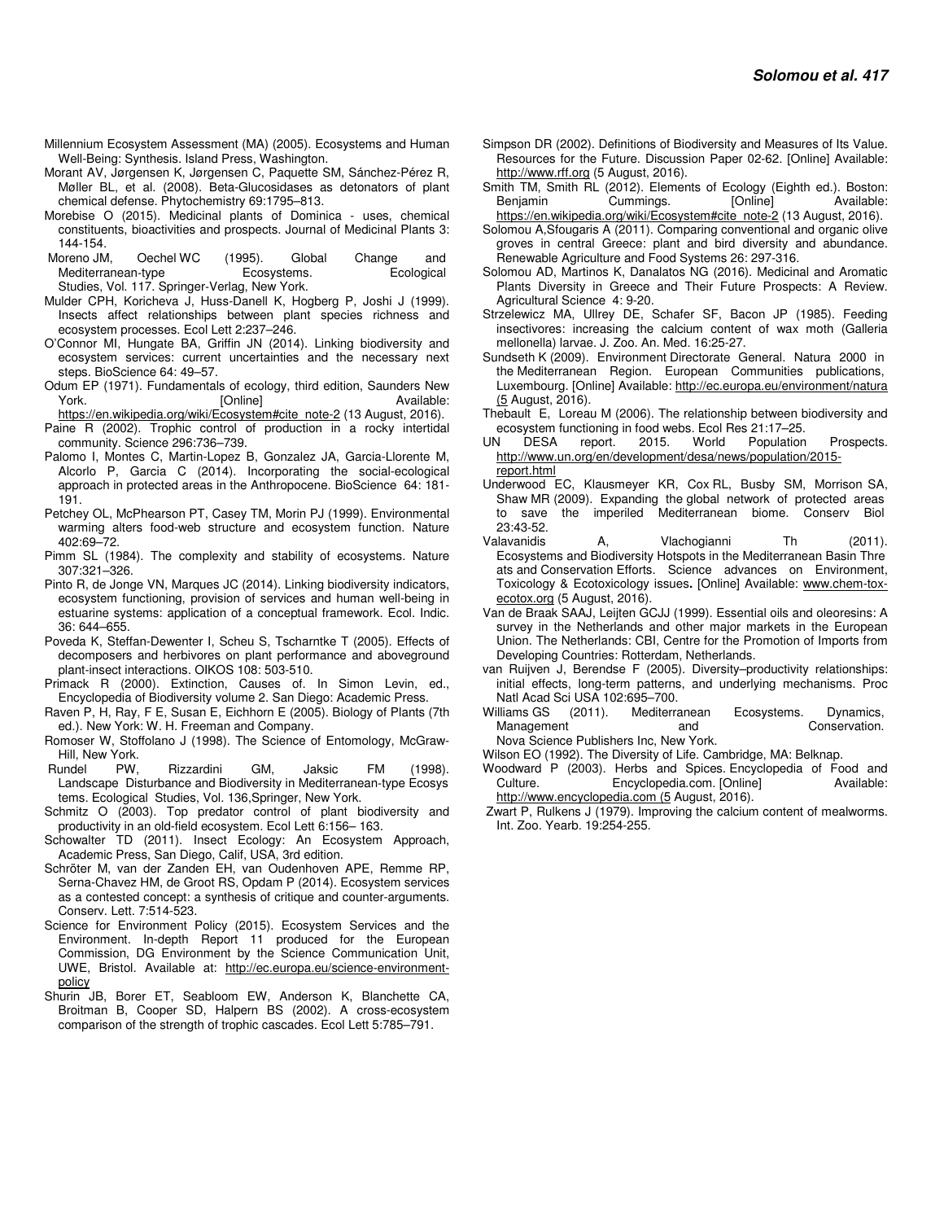Millennium Ecosystem Assessment (MA) (2005). Ecosystems and Human Well-Being: Synthesis. Island Press, Washington.

Morant AV, Jørgensen K, Jørgensen C, Paquette SM, Sánchez-Pérez R, Møller BL, et al. (2008). Beta-Glucosidases as detonators of plant chemical defense. Phytochemistry 69:1795–813.

Morebise O (2015). Medicinal plants of Dominica - uses, chemical constituents, bioactivities and prospects. Journal of Medicinal Plants 3: 144-154.

Moreno JM, Oechel WC (1995). Global Change and Mediterranean-type Ecosystems. Ecological Studies, Vol. 117. Springer-Verlag, New York.

Mulder CPH, Koricheva J, Huss-Danell K, Hogberg P, Joshi J (1999). Insects affect relationships between plant species richness and ecosystem processes. Ecol Lett 2:237–246.

O'Connor MI, Hungate BA, Griffin JN (2014). Linking biodiversity and ecosystem services: current uncertainties and the necessary next steps. BioScience 64: 49–57.

Odum EP (1971). Fundamentals of ecology, third edition, Saunders New York. [Online] Available: https://en.wikipedia.org/wiki/Ecosystem#cite_note-2 (13 August, 2016).

Paine R (2002). Trophic control of production in a rocky intertidal community. Science 296:736–739.

Palomo I, Montes C, Martin-Lopez B, Gonzalez JA, Garcia-Llorente M, Alcorlo P, Garcia C (2014). Incorporating the social-ecological approach in protected areas in the Anthropocene. BioScience 64: 181-191.

Petchey OL, McPhearson PT, Casey TM, Morin PJ (1999). Environmental warming alters food-web structure and ecosystem function. Nature 402:69–72.

Pimm SL (1984). The complexity and stability of ecosystems. Nature 307:321–326.

Pinto R, de Jonge VN, Marques JC (2014). Linking biodiversity indicators, ecosystem functioning, provision of services and human well-being in estuarine systems: application of a conceptual framework. Ecol. Indic. 36: 644–655.

Poveda K, Steffan-Dewenter I, Scheu S, Tscharntke T (2005). Effects of decomposers and herbivores on plant performance and aboveground plant-insect interactions. OIKOS 108: 503-510.

Primack R (2000). Extinction, Causes of. In Simon Levin, ed., Encyclopedia of Biodiversity volume 2. San Diego: Academic Press.

Raven P, H, Ray, F E, Susan E, Eichhorn E (2005). Biology of Plants (7th ed.). New York: W. H. Freeman and Company.

Romoser W, Stoffolano J (1998). The Science of Entomology, McGraw-Hill, New York.

Rundel PW, Rizzardini GM, Jaksic FM (1998). Landscape Disturbance and Biodiversity in Mediterranean-type Ecosys tems. Ecological Studies, Vol. 136,Springer, New York.

Schmitz O (2003). Top predator control of plant biodiversity and productivity in an old-field ecosystem. Ecol Lett 6:156– 163.

Schowalter TD (2011). Insect Ecology: An Ecosystem Approach, Academic Press, San Diego, Calif, USA, 3rd edition.

Schröter M, van der Zanden EH, van Oudenhoven APE, Remme RP, Serna-Chavez HM, de Groot RS, Opdam P (2014). Ecosystem services as a contested concept: a synthesis of critique and counter-arguments. Conserv. Lett. 7:514-523.

Science for Environment Policy (2015). Ecosystem Services and the Environment. In-depth Report 11 produced for the European Commission, DG Environment by the Science Communication Unit, UWE, Bristol. Available at: http://ec.europa.eu/science-environment-policy

Shurin JB, Borer ET, Seabloom EW, Anderson K, Blanchette CA, Broitman B, Cooper SD, Halpern BS (2002). A cross-ecosystem comparison of the strength of trophic cascades. Ecol Lett 5:785–791.

Simpson DR (2002). Definitions of Biodiversity and Measures of Its Value. Resources for the Future. Discussion Paper 02-62. [Online] Available: http://www.rff.org (5 August, 2016).

Smith TM, Smith RL (2012). Elements of Ecology (Eighth ed.). Boston: Benjamin Cummings. [Online] Available: https://en.wikipedia.org/wiki/Ecosystem#cite_note-2 (13 August, 2016).

Solomou A,Sfougaris A (2011). Comparing conventional and organic olive groves in central Greece: plant and bird diversity and abundance. Renewable Agriculture and Food Systems 26: 297-316.

Solomou AD, Martinos K, Danalatos NG (2016). Medicinal and Aromatic Plants Diversity in Greece and Their Future Prospects: A Review. Agricultural Science 4: 9-20.

Strzelewicz MA, Ullrey DE, Schafer SF, Bacon JP (1985). Feeding insectivores: increasing the calcium content of wax moth (Galleria mellonella) larvae. J. Zoo. An. Med. 16:25-27.

Sundseth K (2009). Environment Directorate General. Natura 2000 in the Mediterranean Region. European Communities publications, Luxembourg. [Online] Available: http://ec.europa.eu/environment/natura (5 August, 2016).

Thebault E, Loreau M (2006). The relationship between biodiversity and ecosystem functioning in food webs. Ecol Res 21:17–25.

UN DESA report. 2015. World Population Prospects. http://www.un.org/en/development/desa/news/population/2015-report.html

Underwood EC, Klausmeyer KR, Cox RL, Busby SM, Morrison SA, Shaw MR (2009). Expanding the global network of protected areas to save the imperiled Mediterranean biome. Conserv Biol 23:43-52.

Valavanidis A, Vlachogianni Th (2011). Ecosystems and Biodiversity Hotspots in the Mediterranean Basin Thre ats and Conservation Efforts. Science advances on Environment, Toxicology & Ecotoxicology issues. [Online] Available: www.chem-tox-ecotox.org (5 August, 2016).

Van de Braak SAAJ, Leijten GCJJ (1999). Essential oils and oleoresins: A survey in the Netherlands and other major markets in the European Union. The Netherlands: CBI, Centre for the Promotion of Imports from Developing Countries: Rotterdam, Netherlands.

van Ruijven J, Berendse F (2005). Diversity–productivity relationships: initial effects, long-term patterns, and underlying mechanisms. Proc Natl Acad Sci USA 102:695–700.

Williams GS (2011). Mediterranean Ecosystems. Dynamics, Management and Conservation. Nova Science Publishers Inc, New York.

Wilson EO (1992). The Diversity of Life. Cambridge, MA: Belknap.

Woodward P (2003). Herbs and Spices. Encyclopedia of Food and Culture. Encyclopedia.com. [Online] Available: http://www.encyclopedia.com (5 August, 2016).

Zwart P, Rulkens J (1979). Improving the calcium content of mealworms. Int. Zoo. Yearb. 19:254-255.